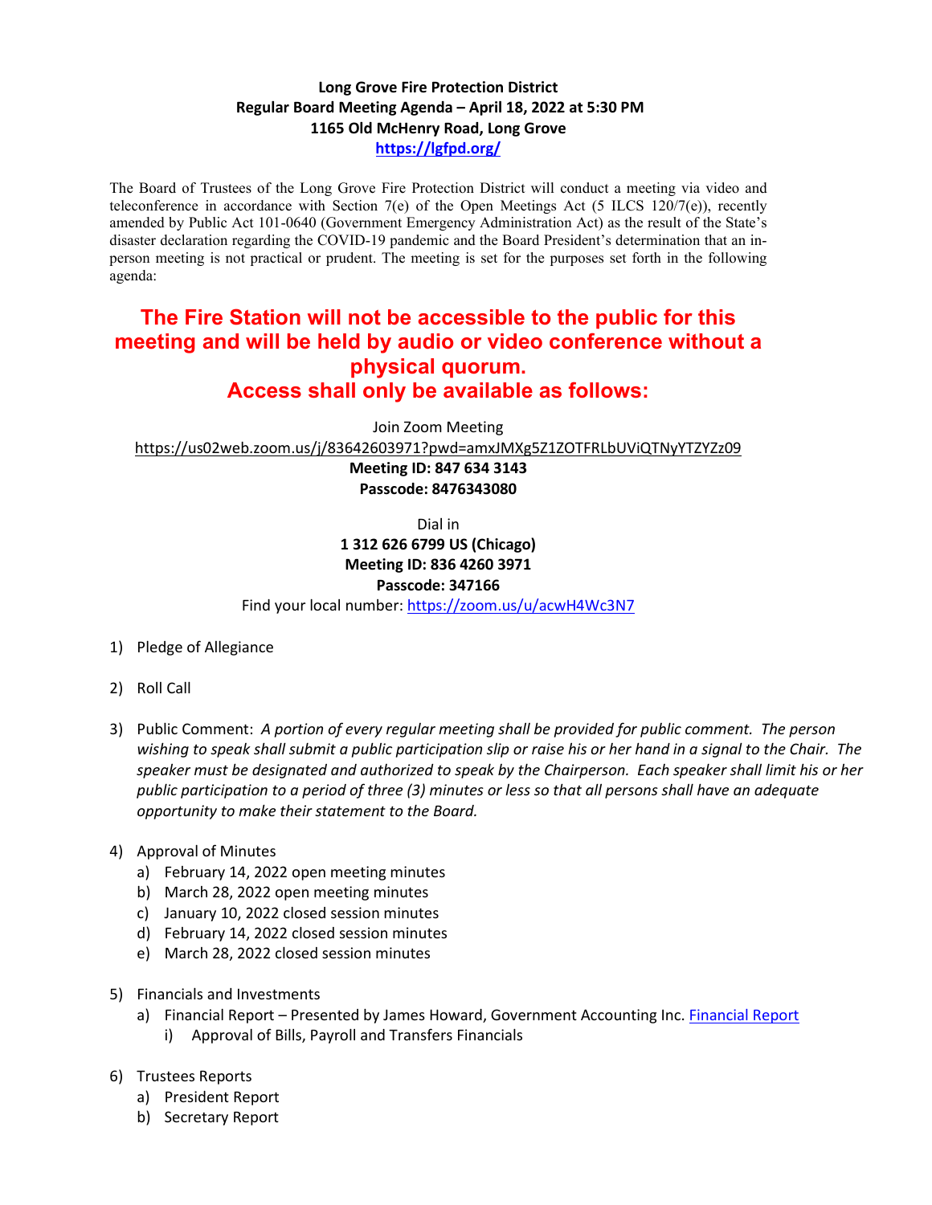**Long Grove Fire Protection District**
**Regular Board Meeting Agenda – April 18, 2022 at 5:30 PM**
**1165 Old McHenry Road, Long Grove**
**[https://lgfpd.org/](https://lgfpd.org/)**

The Board of Trustees of the Long Grove Fire Protection District will conduct a meeting via video and teleconference in accordance with Section 7(e) of the Open Meetings Act (5 ILCS 120/7(e)), recently amended by Public Act 101-0640 (Government Emergency Administration Act) as the result of the State's disaster declaration regarding the COVID-19 pandemic and the Board President's determination that an in-person meeting is not practical or prudent. The meeting is set for the purposes set forth in the following agenda:

## The Fire Station will not be accessible to the public for this meeting and will be held by audio or video conference without a physical quorum. Access shall only be available as follows:

Join Zoom Meeting
https://us02web.zoom.us/j/83642603971?pwd=amxJMXg5Z1ZOTFRLbUViQTNyYTZYZz09
**Meeting ID: 847 634 3143**
**Passcode: 8476343080**

Dial in
**1 312 626 6799 US (Chicago)**
**Meeting ID: 836 4260 3971**
**Passcode: 347166**
Find your local number: https://zoom.us/u/acwH4Wc3N7

1) Pledge of Allegiance

2) Roll Call

3) Public Comment: *A portion of every regular meeting shall be provided for public comment. The person wishing to speak shall submit a public participation slip or raise his or her hand in a signal to the Chair. The speaker must be designated and authorized to speak by the Chairperson. Each speaker shall limit his or her public participation to a period of three (3) minutes or less so that all persons shall have an adequate opportunity to make their statement to the Board.*

4) Approval of Minutes
   a) February 14, 2022 open meeting minutes
   b) March 28, 2022 open meeting minutes
   c) January 10, 2022 closed session minutes
   d) February 14, 2022 closed session minutes
   e) March 28, 2022 closed session minutes

5) Financials and Investments
   a) Financial Report – Presented by James Howard, Government Accounting Inc. Financial Report
      i) Approval of Bills, Payroll and Transfers Financials

6) Trustees Reports
   a) President Report
   b) Secretary Report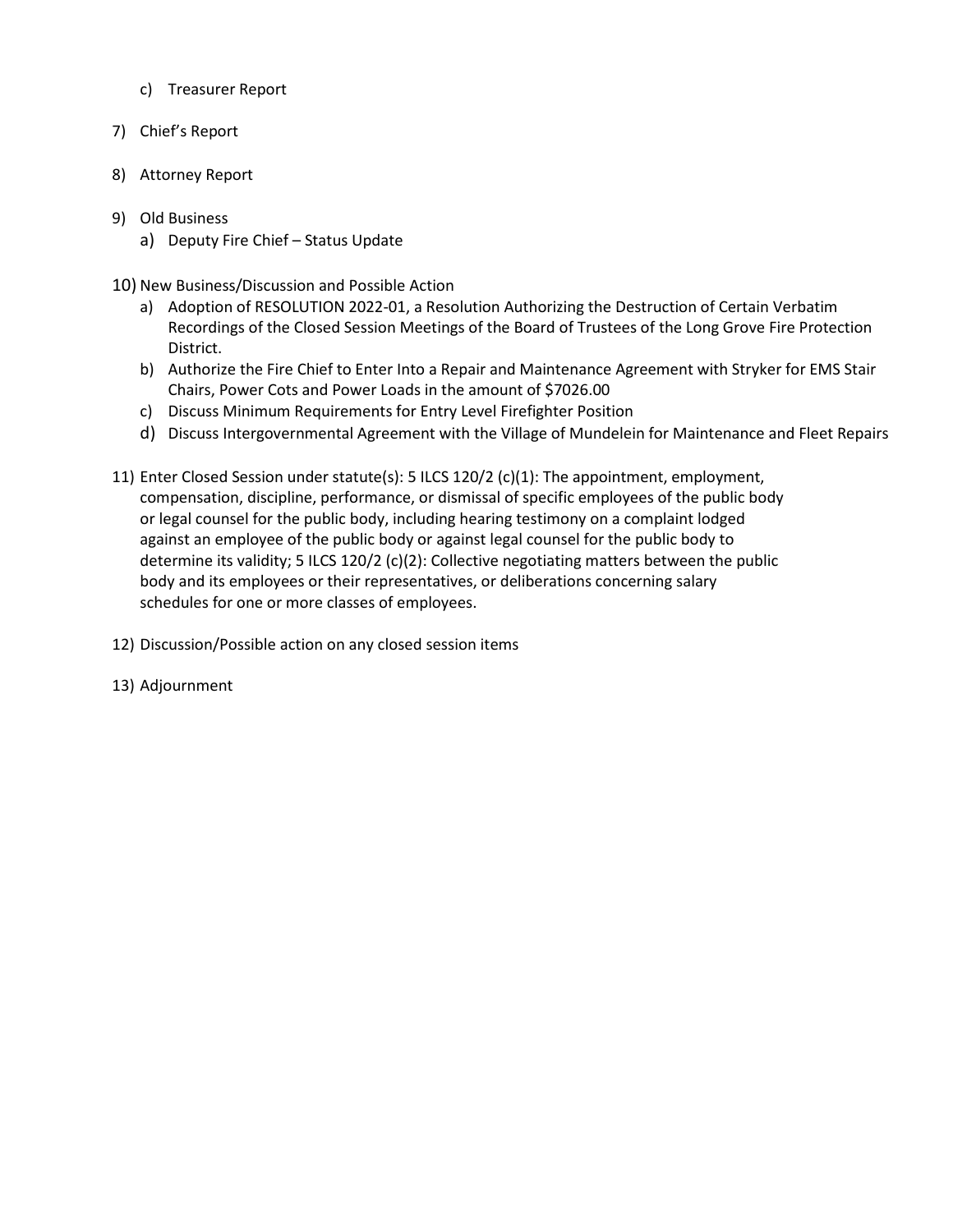c) Treasurer Report

7) Chief's Report

8) Attorney Report

9) Old Business
   a) Deputy Fire Chief – Status Update

10) New Business/Discussion and Possible Action
   a) Adoption of RESOLUTION 2022-01, a Resolution Authorizing the Destruction of Certain Verbatim Recordings of the Closed Session Meetings of the Board of Trustees of the Long Grove Fire Protection District.
   b) Authorize the Fire Chief to Enter Into a Repair and Maintenance Agreement with Stryker for EMS Stair Chairs, Power Cots and Power Loads in the amount of $7026.00
   c) Discuss Minimum Requirements for Entry Level Firefighter Position
   d) Discuss Intergovernmental Agreement with the Village of Mundelein for Maintenance and Fleet Repairs

11) Enter Closed Session under statute(s): 5 ILCS 120/2 (c)(1): The appointment, employment, compensation, discipline, performance, or dismissal of specific employees of the public body or legal counsel for the public body, including hearing testimony on a complaint lodged against an employee of the public body or against legal counsel for the public body to determine its validity; 5 ILCS 120/2 (c)(2): Collective negotiating matters between the public body and its employees or their representatives, or deliberations concerning salary schedules for one or more classes of employees.

12) Discussion/Possible action on any closed session items

13) Adjournment